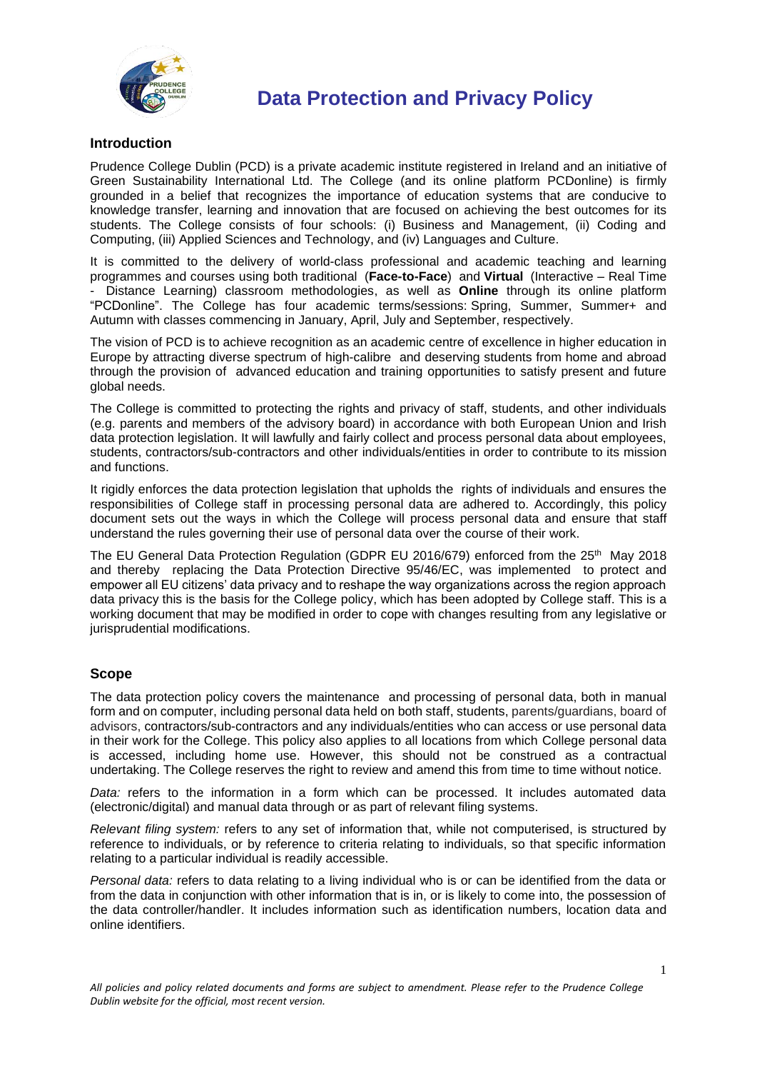# Data Protection and Privacy Policy

## Introduction

Prudence College Dublin (PCD) is a private academic institute registered in Ireland and an initiative of Green Sustainability International Ltd. The College (and its online platform PCDonline) is firmly grounded in a belief that recognizes the importance of education systems that are conducive to knowledge transfer, learning and innovation that are focused on achieving the best outcomes for its students. The College consists of four schools: (i) Business and Management, (ii) Coding and Computing, (iii) Applied Sciences and Technology, and (iv) Languages and Culture.

It is committed to the delivery of world-class professional and academic teaching and learning programmes and courses using both traditional (**Face-to-Face**) and **Virtual** (Interactive – Real Time - Distance Learning) classroom methodologies, as well as **Online** through its online platform "PCDonline". The College has four academic terms/sessions: Spring, Summer, Summer+ and Autumn with classes commencing in January, April, July and September, respectively.

The vision of PCD is to achieve recognition as an academic centre of excellence in higher education in Europe by attracting diverse spectrum of high-calibre and deserving students from home and abroad through the provision of advanced education and training opportunities to satisfy present and future global needs.

The College is committed to protecting the rights and privacy of staff, students, and other individuals (e.g. parents and members of the advisory board) in accordance with both European Union and Irish data protection legislation. It will lawfully and fairly collect and process personal data about employees, students, contractors/sub-contractors and other individuals/entities in order to contribute to its mission and functions.

It rigidly enforces the data protection legislation that upholds the rights of individuals and ensures the responsibilities of College staff in processing personal data are adhered to. Accordingly, this policy document sets out the ways in which the College will process personal data and ensure that staff understand the rules governing their use of personal data over the course of their work.

The EU General Data Protection Regulation (GDPR EU 2016/679) enforced from the 25th May 2018 and thereby replacing the Data Protection Directive 95/46/EC, was implemented to protect and empower all EU citizens' data privacy and to reshape the way organizations across the region approach data privacy this is the basis for the College policy, which has been adopted by College staff. This is a working document that may be modified in order to cope with changes resulting from any legislative or jurisprudential modifications.

## Scope

The data protection policy covers the maintenance and processing of personal data, both in manual form and on computer, including personal data held on both staff, students, parents/guardians, board of advisors, contractors/sub-contractors and any individuals/entities who can access or use personal data in their work for the College. This policy also applies to all locations from which College personal data is accessed, including home use. However, this should not be construed as a contractual undertaking. The College reserves the right to review and amend this from time to time without notice.

*Data:* refers to the information in a form which can be processed. It includes automated data (electronic/digital) and manual data through or as part of relevant filing systems.

*Relevant filing system:* refers to any set of information that, while not computerised, is structured by reference to individuals, or by reference to criteria relating to individuals, so that specific information relating to a particular individual is readily accessible.

*Personal data:* refers to data relating to a living individual who is or can be identified from the data or from the data in conjunction with other information that is in, or is likely to come into, the possession of the data controller/handler. It includes information such as identification numbers, location data and online identifiers.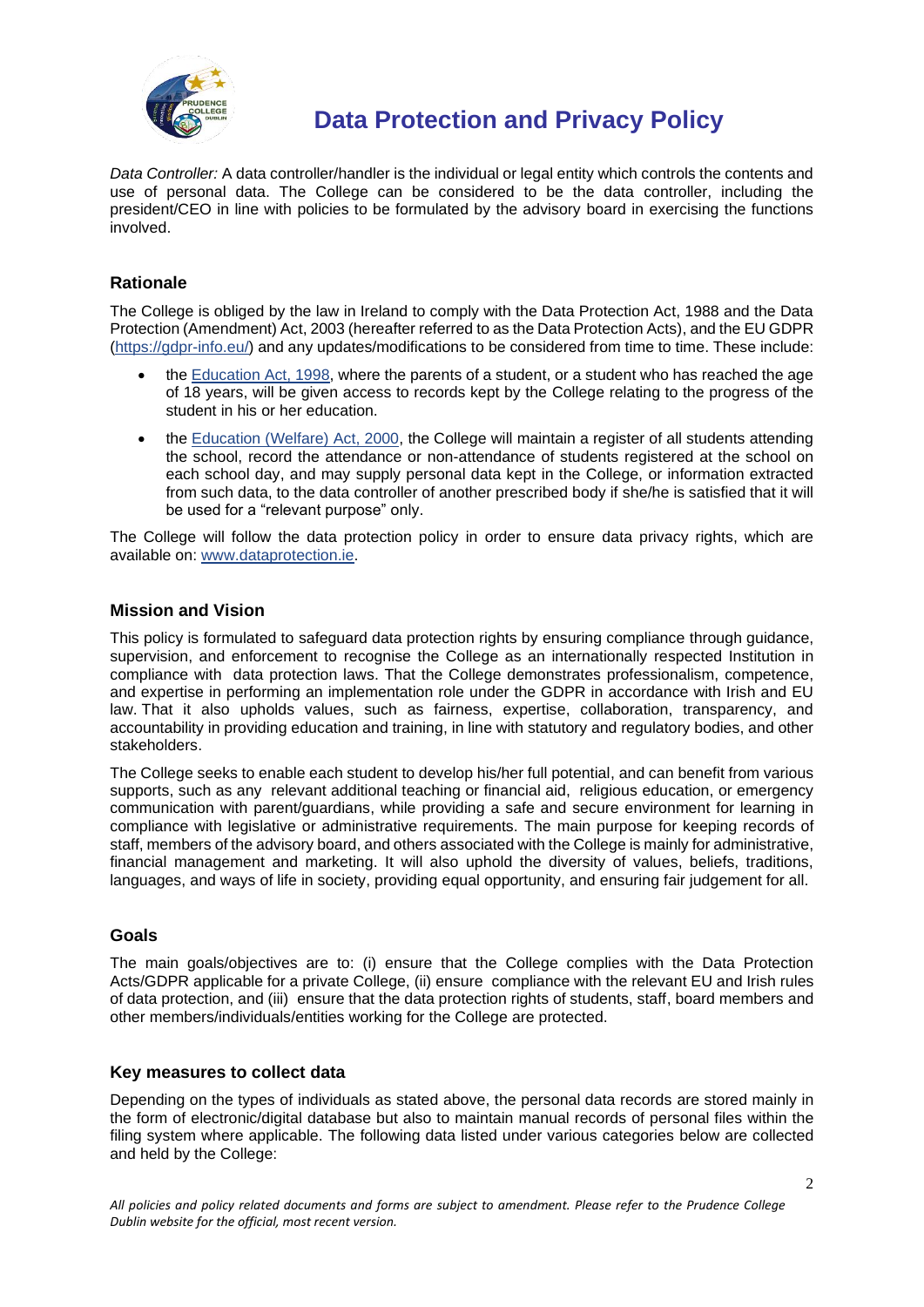*Data Controller:* A data controller/handler is the individual or legal entity which controls the contents and use of personal data. The College can be considered to be the data controller, including the president/CEO in line with policies to be formulated by the advisory board in exercising the functions involved.

## Rationale

The College is obliged by the law in Ireland to comply with the Data Protection Act, 1988 and the Data Protection (Amendment) Act, 2003 (hereafter referred to as the Data Protection Acts), and the EU GDPR (https://gdpr-info.eu/) and any updates/modifications to be considered from time to time. These include:

- the Education Act, 1998, where the parents of a student, or a student who has reached the age of 18 years, will be given access to records kept by the College relating to the progress of the student in his or her education.
- the Education (Welfare) Act, 2000, the College will maintain a register of all students attending the school, record the attendance or non-attendance of students registered at the school on each school day, and may supply personal data kept in the College, or information extracted from such data, to the data controller of another prescribed body if she/he is satisfied that it will be used for a "relevant purpose" only.

The College will follow the data protection policy in order to ensure data privacy rights, which are available on: www.dataprotection.ie.

## Mission and Vision

This policy is formulated to safeguard data protection rights by ensuring compliance through guidance, supervision, and enforcement to recognise the College as an internationally respected Institution in compliance with data protection laws. That the College demonstrates professionalism, competence, and expertise in performing an implementation role under the GDPR in accordance with Irish and EU law. That it also upholds values, such as fairness, expertise, collaboration, transparency, and accountability in providing education and training, in line with statutory and regulatory bodies, and other stakeholders.

The College seeks to enable each student to develop his/her full potential, and can benefit from various supports, such as any relevant additional teaching or financial aid, religious education, or emergency communication with parent/guardians, while providing a safe and secure environment for learning in compliance with legislative or administrative requirements. The main purpose for keeping records of staff, members of the advisory board, and others associated with the College is mainly for administrative, financial management and marketing. It will also uphold the diversity of values, beliefs, traditions, languages, and ways of life in society, providing equal opportunity, and ensuring fair judgement for all.

## Goals

The main goals/objectives are to: (i) ensure that the College complies with the Data Protection Acts/GDPR applicable for a private College, (ii) ensure compliance with the relevant EU and Irish rules of data protection, and (iii) ensure that the data protection rights of students, staff, board members and other members/individuals/entities working for the College are protected.

## Key measures to collect data

Depending on the types of individuals as stated above, the personal data records are stored mainly in the form of electronic/digital database but also to maintain manual records of personal files within the filing system where applicable. The following data listed under various categories below are collected and held by the College: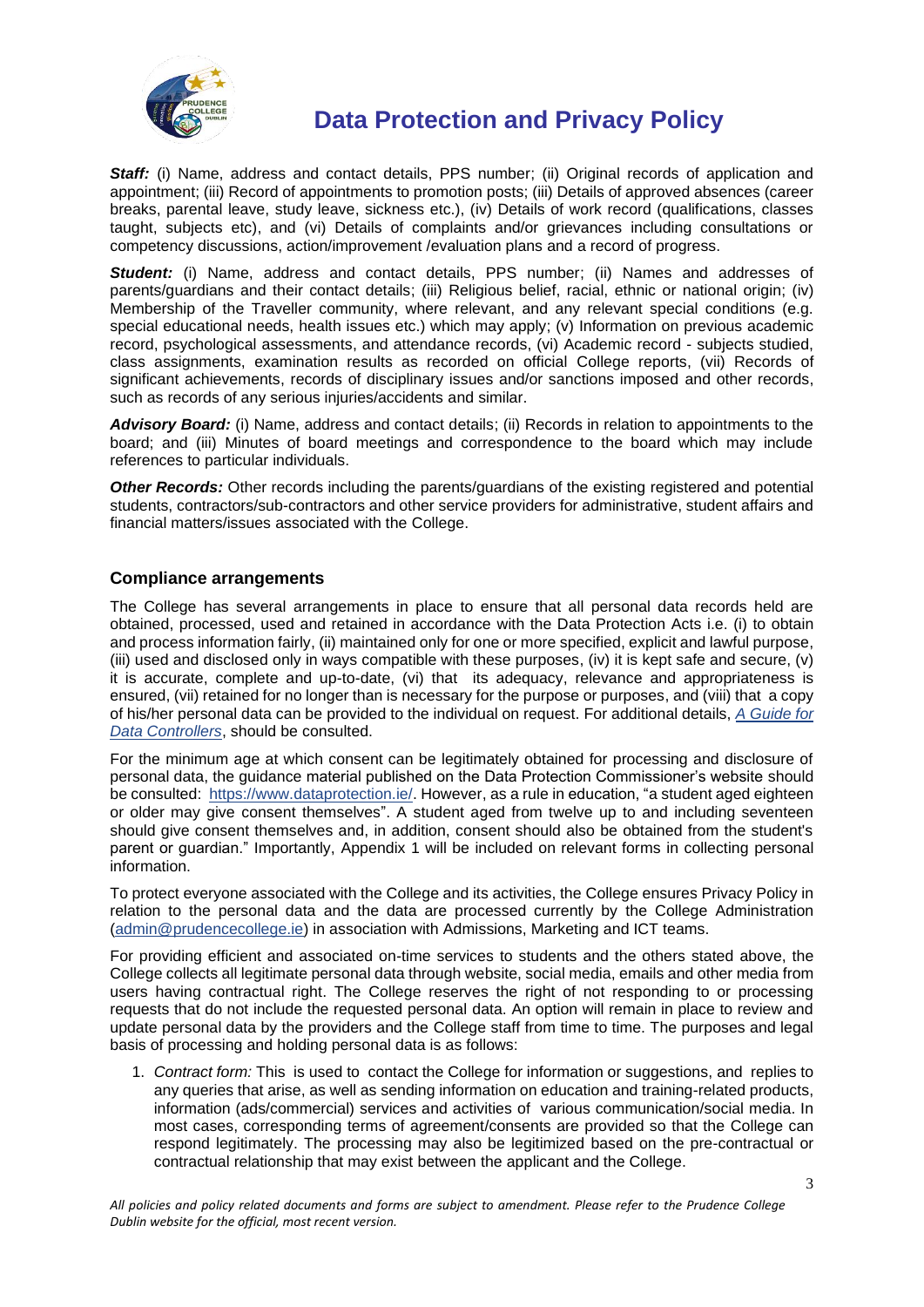***Staff:*** (i) Name, address and contact details, PPS number; (ii) Original records of application and appointment; (iii) Record of appointments to promotion posts; (iii) Details of approved absences (career breaks, parental leave, study leave, sickness etc.), (iv) Details of work record (qualifications, classes taught, subjects etc), and (vi) Details of complaints and/or grievances including consultations or competency discussions, action/improvement /evaluation plans and a record of progress.

***Student:*** (i) Name, address and contact details, PPS number; (ii) Names and addresses of parents/guardians and their contact details; (iii) Religious belief, racial, ethnic or national origin; (iv) Membership of the Traveller community, where relevant, and any relevant special conditions (e.g. special educational needs, health issues etc.) which may apply; (v) Information on previous academic record, psychological assessments, and attendance records, (vi) Academic record - subjects studied, class assignments, examination results as recorded on official College reports, (vii) Records of significant achievements, records of disciplinary issues and/or sanctions imposed and other records, such as records of any serious injuries/accidents and similar.

***Advisory Board:*** (i) Name, address and contact details; (ii) Records in relation to appointments to the board; and (iii) Minutes of board meetings and correspondence to the board which may include references to particular individuals.

***Other Records:*** Other records including the parents/guardians of the existing registered and potential students, contractors/sub-contractors and other service providers for administrative, student affairs and financial matters/issues associated with the College.

## Compliance arrangements

The College has several arrangements in place to ensure that all personal data records held are obtained, processed, used and retained in accordance with the Data Protection Acts i.e. (i) to obtain and process information fairly, (ii) maintained only for one or more specified, explicit and lawful purpose, (iii) used and disclosed only in ways compatible with these purposes, (iv) it is kept safe and secure, (v) it is accurate, complete and up-to-date, (vi) that its adequacy, relevance and appropriateness is ensured, (vii) retained for no longer than is necessary for the purpose or purposes, and (viii) that a copy of his/her personal data can be provided to the individual on request. For additional details, *A Guide for Data Controllers*, should be consulted.

For the minimum age at which consent can be legitimately obtained for processing and disclosure of personal data, the guidance material published on the Data Protection Commissioner's website should be consulted: https://www.dataprotection.ie/. However, as a rule in education, "a student aged eighteen or older may give consent themselves". A student aged from twelve up to and including seventeen should give consent themselves and, in addition, consent should also be obtained from the student's parent or guardian." Importantly, Appendix 1 will be included on relevant forms in collecting personal information.

To protect everyone associated with the College and its activities, the College ensures Privacy Policy in relation to the personal data and the data are processed currently by the College Administration (admin@prudencecollege.ie) in association with Admissions, Marketing and ICT teams.

For providing efficient and associated on-time services to students and the others stated above, the College collects all legitimate personal data through website, social media, emails and other media from users having contractual right. The College reserves the right of not responding to or processing requests that do not include the requested personal data. An option will remain in place to review and update personal data by the providers and the College staff from time to time. The purposes and legal basis of processing and holding personal data is as follows:

1. *Contract form:* This is used to contact the College for information or suggestions, and replies to any queries that arise, as well as sending information on education and training-related products, information (ads/commercial) services and activities of various communication/social media. In most cases, corresponding terms of agreement/consents are provided so that the College can respond legitimately. The processing may also be legitimized based on the pre-contractual or contractual relationship that may exist between the applicant and the College.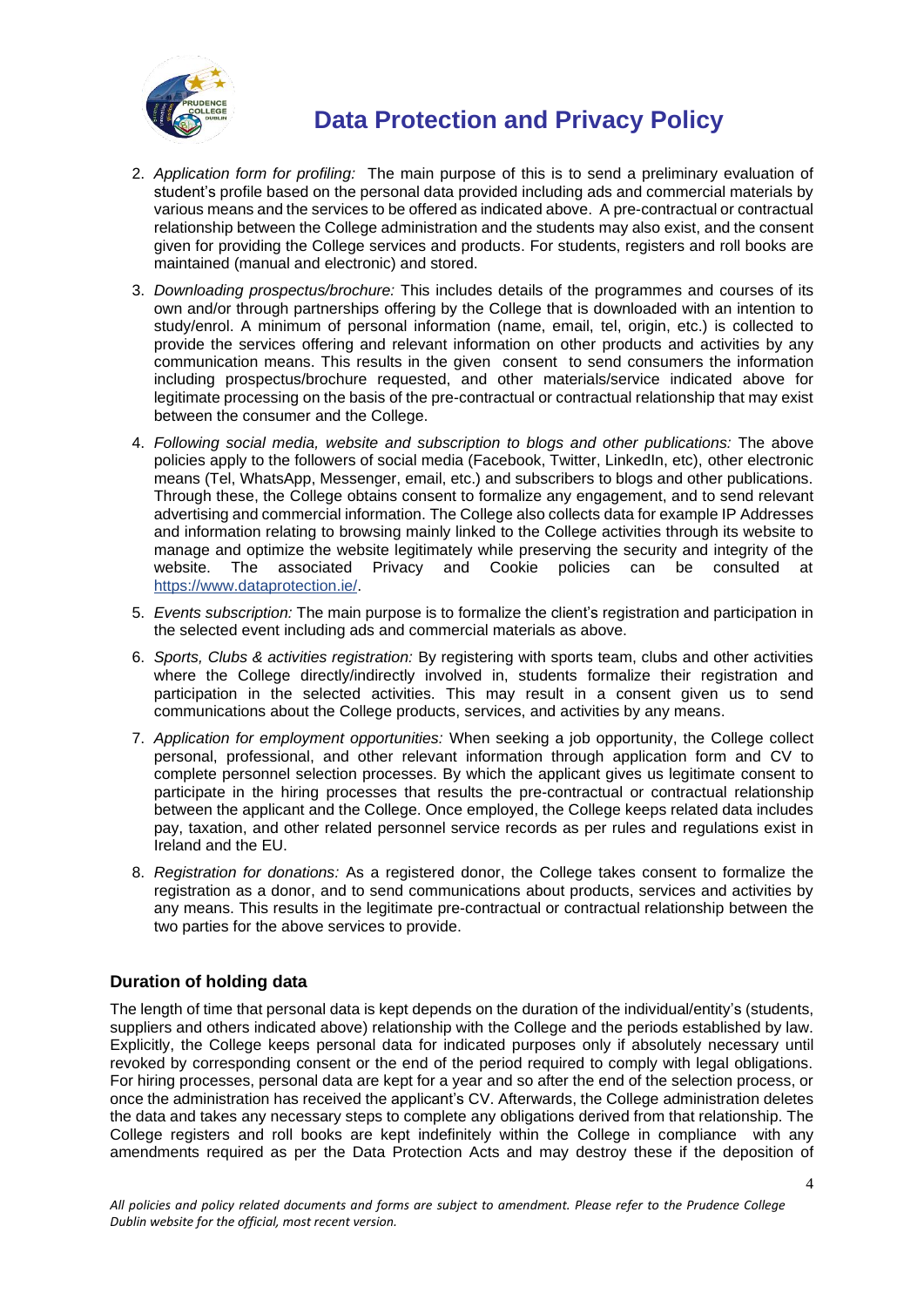2. *Application form for profiling:* The main purpose of this is to send a preliminary evaluation of student's profile based on the personal data provided including ads and commercial materials by various means and the services to be offered as indicated above. A pre-contractual or contractual relationship between the College administration and the students may also exist, and the consent given for providing the College services and products. For students, registers and roll books are maintained (manual and electronic) and stored.

3. *Downloading prospectus/brochure:* This includes details of the programmes and courses of its own and/or through partnerships offering by the College that is downloaded with an intention to study/enrol. A minimum of personal information (name, email, tel, origin, etc.) is collected to provide the services offering and relevant information on other products and activities by any communication means. This results in the given consent to send consumers the information including prospectus/brochure requested, and other materials/service indicated above for legitimate processing on the basis of the pre-contractual or contractual relationship that may exist between the consumer and the College.

4. *Following social media, website and subscription to blogs and other publications:* The above policies apply to the followers of social media (Facebook, Twitter, LinkedIn, etc), other electronic means (Tel, WhatsApp, Messenger, email, etc.) and subscribers to blogs and other publications. Through these, the College obtains consent to formalize any engagement, and to send relevant advertising and commercial information. The College also collects data for example IP Addresses and information relating to browsing mainly linked to the College activities through its website to manage and optimize the website legitimately while preserving the security and integrity of the website. The associated Privacy and Cookie policies can be consulted at https://www.dataprotection.ie/.

5. *Events subscription:* The main purpose is to formalize the client's registration and participation in the selected event including ads and commercial materials as above.

6. *Sports, Clubs & activities registration:* By registering with sports team, clubs and other activities where the College directly/indirectly involved in, students formalize their registration and participation in the selected activities. This may result in a consent given us to send communications about the College products, services, and activities by any means.

7. *Application for employment opportunities:* When seeking a job opportunity, the College collect personal, professional, and other relevant information through application form and CV to complete personnel selection processes. By which the applicant gives us legitimate consent to participate in the hiring processes that results the pre-contractual or contractual relationship between the applicant and the College. Once employed, the College keeps related data includes pay, taxation, and other related personnel service records as per rules and regulations exist in Ireland and the EU.

8. *Registration for donations:* As a registered donor, the College takes consent to formalize the registration as a donor, and to send communications about products, services and activities by any means. This results in the legitimate pre-contractual or contractual relationship between the two parties for the above services to provide.

## Duration of holding data

The length of time that personal data is kept depends on the duration of the individual/entity's (students, suppliers and others indicated above) relationship with the College and the periods established by law. Explicitly, the College keeps personal data for indicated purposes only if absolutely necessary until revoked by corresponding consent or the end of the period required to comply with legal obligations. For hiring processes, personal data are kept for a year and so after the end of the selection process, or once the administration has received the applicant's CV. Afterwards, the College administration deletes the data and takes any necessary steps to complete any obligations derived from that relationship. The College registers and roll books are kept indefinitely within the College in compliance with any amendments required as per the Data Protection Acts and may destroy these if the deposition of

*All policies and policy related documents and forms are subject to amendment. Please refer to the Prudence College Dublin website for the official, most recent version.*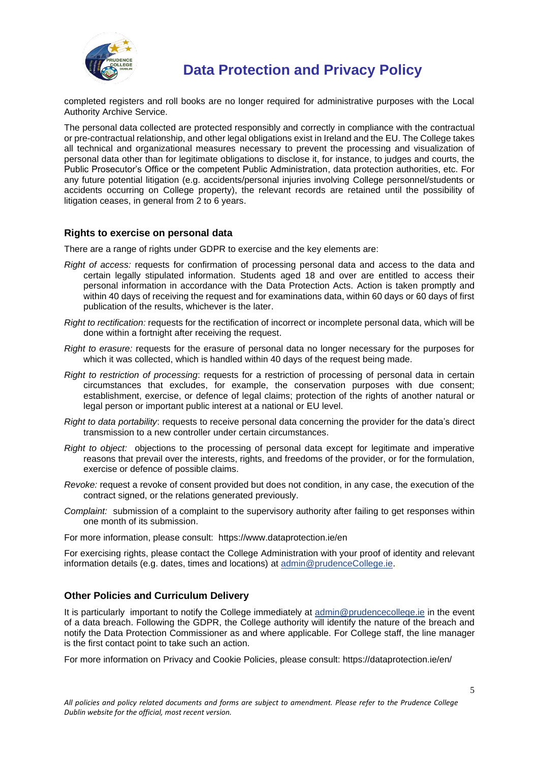completed registers and roll books are no longer required for administrative purposes with the Local Authority Archive Service.

The personal data collected are protected responsibly and correctly in compliance with the contractual or pre-contractual relationship, and other legal obligations exist in Ireland and the EU. The College takes all technical and organizational measures necessary to prevent the processing and visualization of personal data other than for legitimate obligations to disclose it, for instance, to judges and courts, the Public Prosecutor's Office or the competent Public Administration, data protection authorities, etc. For any future potential litigation (e.g. accidents/personal injuries involving College personnel/students or accidents occurring on College property), the relevant records are retained until the possibility of litigation ceases, in general from 2 to 6 years.

### Rights to exercise on personal data

There are a range of rights under GDPR to exercise and the key elements are:

*Right of access:* requests for confirmation of processing personal data and access to the data and certain legally stipulated information. Students aged 18 and over are entitled to access their personal information in accordance with the Data Protection Acts. Action is taken promptly and within 40 days of receiving the request and for examinations data, within 60 days or 60 days of first publication of the results, whichever is the later.

*Right to rectification:* requests for the rectification of incorrect or incomplete personal data, which will be done within a fortnight after receiving the request.

*Right to erasure:* requests for the erasure of personal data no longer necessary for the purposes for which it was collected, which is handled within 40 days of the request being made.

*Right to restriction of processing*: requests for a restriction of processing of personal data in certain circumstances that excludes, for example, the conservation purposes with due consent; establishment, exercise, or defence of legal claims; protection of the rights of another natural or legal person or important public interest at a national or EU level.

*Right to data portability*: requests to receive personal data concerning the provider for the data's direct transmission to a new controller under certain circumstances.

*Right to object:* objections to the processing of personal data except for legitimate and imperative reasons that prevail over the interests, rights, and freedoms of the provider, or for the formulation, exercise or defence of possible claims.

*Revoke:* request a revoke of consent provided but does not condition, in any case, the execution of the contract signed, or the relations generated previously.

*Complaint:* submission of a complaint to the supervisory authority after failing to get responses within one month of its submission.

For more information, please consult: https://www.dataprotection.ie/en

For exercising rights, please contact the College Administration with your proof of identity and relevant information details (e.g. dates, times and locations) at admin@prudenceCollege.ie.

### Other Policies and Curriculum Delivery

It is particularly important to notify the College immediately at admin@prudencecollege.ie in the event of a data breach. Following the GDPR, the College authority will identify the nature of the breach and notify the Data Protection Commissioner as and where applicable. For College staff, the line manager is the first contact point to take such an action.

For more information on Privacy and Cookie Policies, please consult: https://dataprotection.ie/en/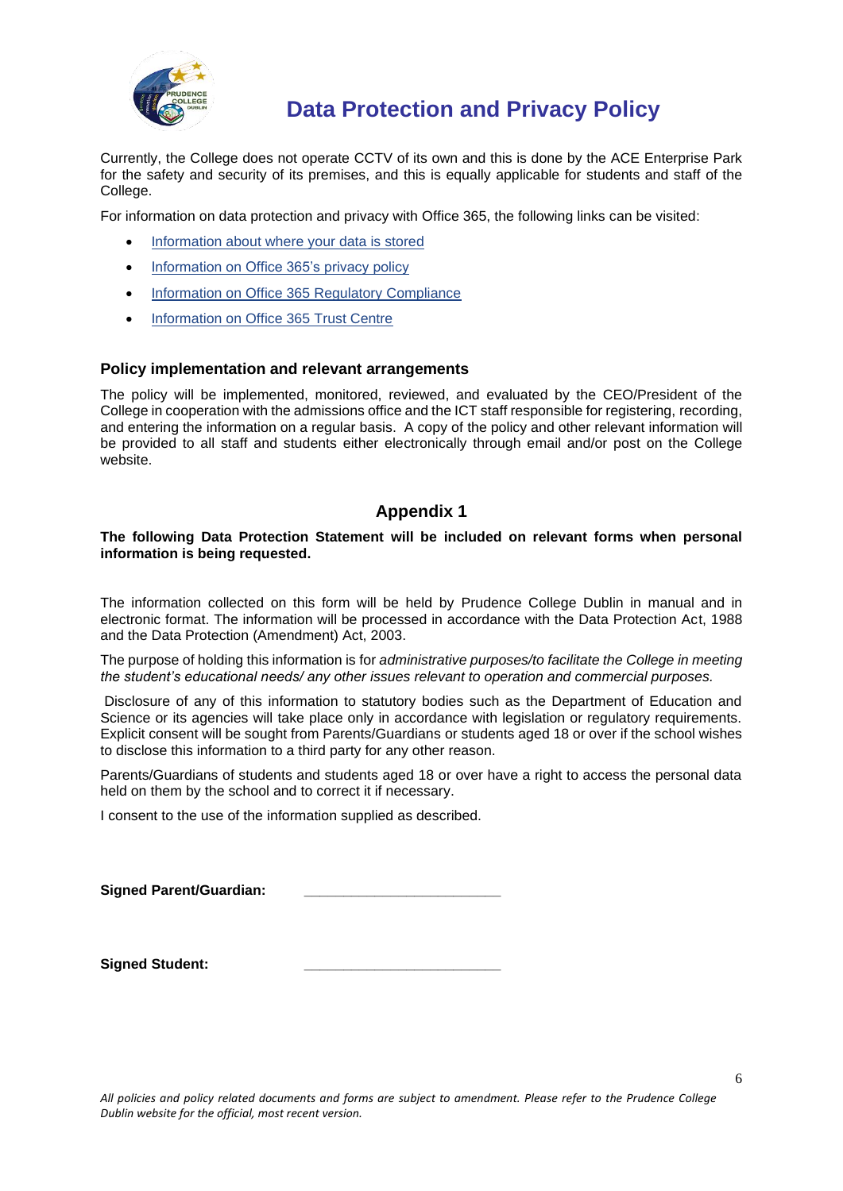Currently, the College does not operate CCTV of its own and this is done by the ACE Enterprise Park for the safety and security of its premises, and this is equally applicable for students and staff of the College.

For information on data protection and privacy with Office 365, the following links can be visited:

- Information about where your data is stored
- Information on Office 365's privacy policy
- Information on Office 365 Regulatory Compliance
- Information on Office 365 Trust Centre

### Policy implementation and relevant arrangements

The policy will be implemented, monitored, reviewed, and evaluated by the CEO/President of the College in cooperation with the admissions office and the ICT staff responsible for registering, recording, and entering the information on a regular basis. A copy of the policy and other relevant information will be provided to all staff and students either electronically through email and/or post on the College website.

## Appendix 1

**The following Data Protection Statement will be included on relevant forms when personal information is being requested.**

The information collected on this form will be held by Prudence College Dublin in manual and in electronic format. The information will be processed in accordance with the Data Protection Act, 1988 and the Data Protection (Amendment) Act, 2003.

The purpose of holding this information is for *administrative purposes/to facilitate the College in meeting the student's educational needs/ any other issues relevant to operation and commercial purposes.*

Disclosure of any of this information to statutory bodies such as the Department of Education and Science or its agencies will take place only in accordance with legislation or regulatory requirements. Explicit consent will be sought from Parents/Guardians or students aged 18 or over if the school wishes to disclose this information to a third party for any other reason.

Parents/Guardians of students and students aged 18 or over have a right to access the personal data held on them by the school and to correct it if necessary.

I consent to the use of the information supplied as described.

**Signed Parent/Guardian:** _________________________

**Signed Student:** _________________________